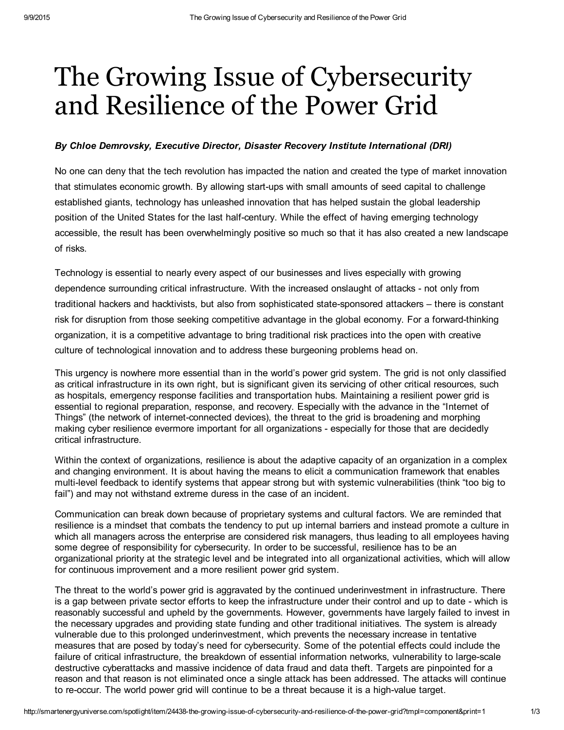# The Growing Issue of Cybersecurity and Resilience of the Power Grid

***By Chloe Demrovsky, Executive Director, Disaster Recovery Institute International (DRI)***

No one can deny that the tech revolution has impacted the nation and created the type of market innovation that stimulates economic growth. By allowing start-ups with small amounts of seed capital to challenge established giants, technology has unleashed innovation that has helped sustain the global leadership position of the United States for the last half-century. While the effect of having emerging technology accessible, the result has been overwhelmingly positive so much so that it has also created a new landscape of risks.

Technology is essential to nearly every aspect of our businesses and lives especially with growing dependence surrounding critical infrastructure. With the increased onslaught of attacks - not only from traditional hackers and hacktivists, but also from sophisticated state-sponsored attackers – there is constant risk for disruption from those seeking competitive advantage in the global economy. For a forward-thinking organization, it is a competitive advantage to bring traditional risk practices into the open with creative culture of technological innovation and to address these burgeoning problems head on.

This urgency is nowhere more essential than in the world's power grid system. The grid is not only classified as critical infrastructure in its own right, but is significant given its servicing of other critical resources, such as hospitals, emergency response facilities and transportation hubs. Maintaining a resilient power grid is essential to regional preparation, response, and recovery. Especially with the advance in the "Internet of Things" (the network of internet-connected devices), the threat to the grid is broadening and morphing making cyber resilience evermore important for all organizations - especially for those that are decidedly critical infrastructure.

Within the context of organizations, resilience is about the adaptive capacity of an organization in a complex and changing environment. It is about having the means to elicit a communication framework that enables multi-level feedback to identify systems that appear strong but with systemic vulnerabilities (think "too big to fail") and may not withstand extreme duress in the case of an incident.

Communication can break down because of proprietary systems and cultural factors. We are reminded that resilience is a mindset that combats the tendency to put up internal barriers and instead promote a culture in which all managers across the enterprise are considered risk managers, thus leading to all employees having some degree of responsibility for cybersecurity. In order to be successful, resilience has to be an organizational priority at the strategic level and be integrated into all organizational activities, which will allow for continuous improvement and a more resilient power grid system.

The threat to the world's power grid is aggravated by the continued underinvestment in infrastructure. There is a gap between private sector efforts to keep the infrastructure under their control and up to date - which is reasonably successful and upheld by the governments. However, governments have largely failed to invest in the necessary upgrades and providing state funding and other traditional initiatives. The system is already vulnerable due to this prolonged underinvestment, which prevents the necessary increase in tentative measures that are posed by today's need for cybersecurity. Some of the potential effects could include the failure of critical infrastructure, the breakdown of essential information networks, vulnerability to large-scale destructive cyberattacks and massive incidence of data fraud and data theft. Targets are pinpointed for a reason and that reason is not eliminated once a single attack has been addressed. The attacks will continue to re-occur. The world power grid will continue to be a threat because it is a high-value target.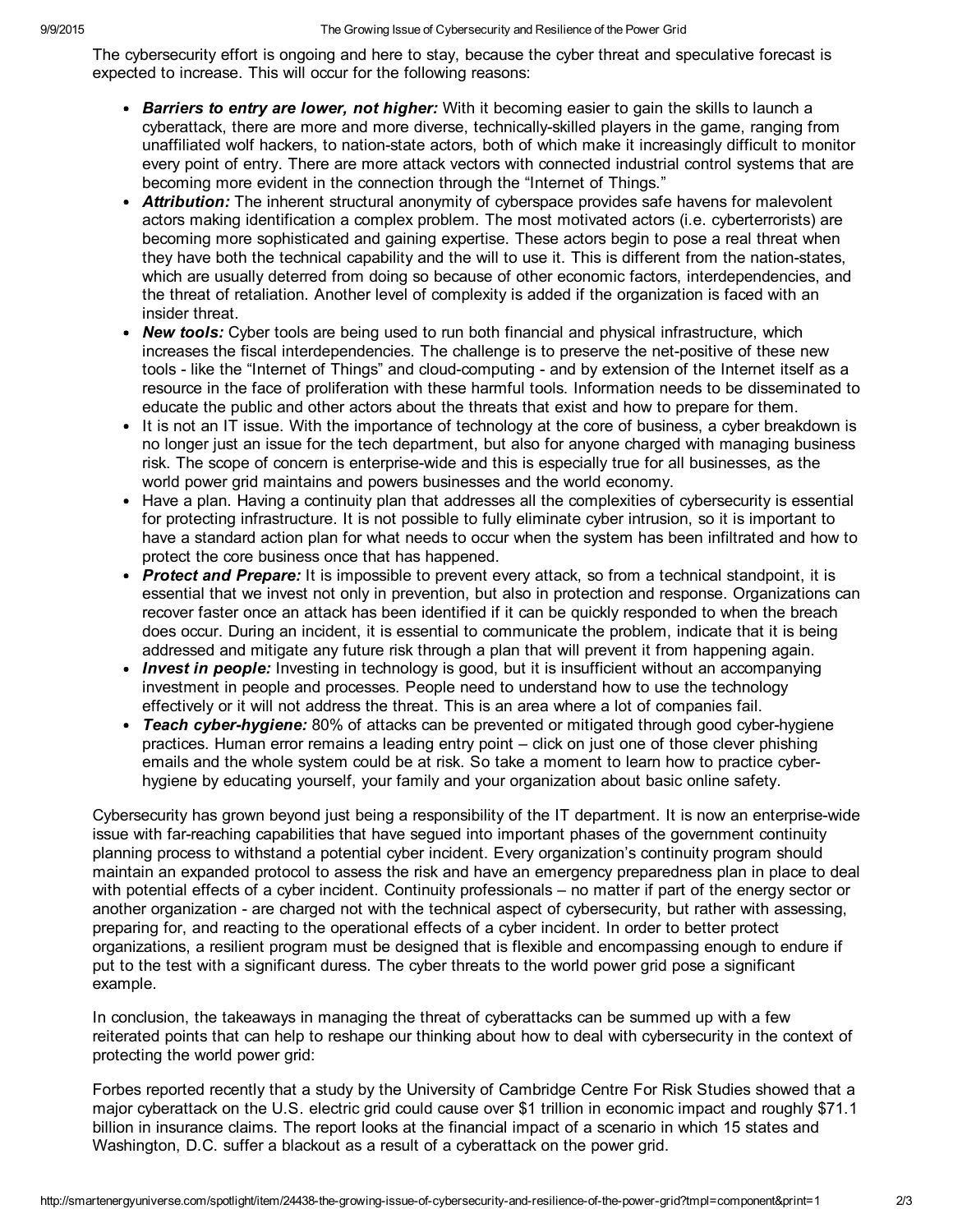The cybersecurity effort is ongoing and here to stay, because the cyber threat and speculative forecast is expected to increase. This will occur for the following reasons:

- ***Barriers to entry are lower, not higher:*** With it becoming easier to gain the skills to launch a cyberattack, there are more and more diverse, technically-skilled players in the game, ranging from unaffiliated wolf hackers, to nation-state actors, both of which make it increasingly difficult to monitor every point of entry. There are more attack vectors with connected industrial control systems that are becoming more evident in the connection through the "Internet of Things."
- ***Attribution:*** The inherent structural anonymity of cyberspace provides safe havens for malevolent actors making identification a complex problem. The most motivated actors (i.e. cyberterrorists) are becoming more sophisticated and gaining expertise. These actors begin to pose a real threat when they have both the technical capability and the will to use it. This is different from the nation-states, which are usually deterred from doing so because of other economic factors, interdependencies, and the threat of retaliation. Another level of complexity is added if the organization is faced with an insider threat.
- ***New tools:*** Cyber tools are being used to run both financial and physical infrastructure, which increases the fiscal interdependencies. The challenge is to preserve the net-positive of these new tools - like the "Internet of Things" and cloud-computing - and by extension of the Internet itself as a resource in the face of proliferation with these harmful tools. Information needs to be disseminated to educate the public and other actors about the threats that exist and how to prepare for them.
- It is not an IT issue. With the importance of technology at the core of business, a cyber breakdown is no longer just an issue for the tech department, but also for anyone charged with managing business risk. The scope of concern is enterprise-wide and this is especially true for all businesses, as the world power grid maintains and powers businesses and the world economy.
- Have a plan. Having a continuity plan that addresses all the complexities of cybersecurity is essential for protecting infrastructure. It is not possible to fully eliminate cyber intrusion, so it is important to have a standard action plan for what needs to occur when the system has been infiltrated and how to protect the core business once that has happened.
- ***Protect and Prepare:*** It is impossible to prevent every attack, so from a technical standpoint, it is essential that we invest not only in prevention, but also in protection and response. Organizations can recover faster once an attack has been identified if it can be quickly responded to when the breach does occur. During an incident, it is essential to communicate the problem, indicate that it is being addressed and mitigate any future risk through a plan that will prevent it from happening again.
- ***Invest in people:*** Investing in technology is good, but it is insufficient without an accompanying investment in people and processes. People need to understand how to use the technology effectively or it will not address the threat. This is an area where a lot of companies fail.
- ***Teach cyber-hygiene:*** 80% of attacks can be prevented or mitigated through good cyber-hygiene practices. Human error remains a leading entry point – click on just one of those clever phishing emails and the whole system could be at risk. So take a moment to learn how to practice cyber-hygiene by educating yourself, your family and your organization about basic online safety.

Cybersecurity has grown beyond just being a responsibility of the IT department. It is now an enterprise-wide issue with far-reaching capabilities that have segued into important phases of the government continuity planning process to withstand a potential cyber incident. Every organization's continuity program should maintain an expanded protocol to assess the risk and have an emergency preparedness plan in place to deal with potential effects of a cyber incident. Continuity professionals – no matter if part of the energy sector or another organization - are charged not with the technical aspect of cybersecurity, but rather with assessing, preparing for, and reacting to the operational effects of a cyber incident. In order to better protect organizations, a resilient program must be designed that is flexible and encompassing enough to endure if put to the test with a significant duress. The cyber threats to the world power grid pose a significant example.

In conclusion, the takeaways in managing the threat of cyberattacks can be summed up with a few reiterated points that can help to reshape our thinking about how to deal with cybersecurity in the context of protecting the world power grid:

Forbes reported recently that a study by the University of Cambridge Centre For Risk Studies showed that a major cyberattack on the U.S. electric grid could cause over $1 trillion in economic impact and roughly $71.1 billion in insurance claims. The report looks at the financial impact of a scenario in which 15 states and Washington, D.C. suffer a blackout as a result of a cyberattack on the power grid.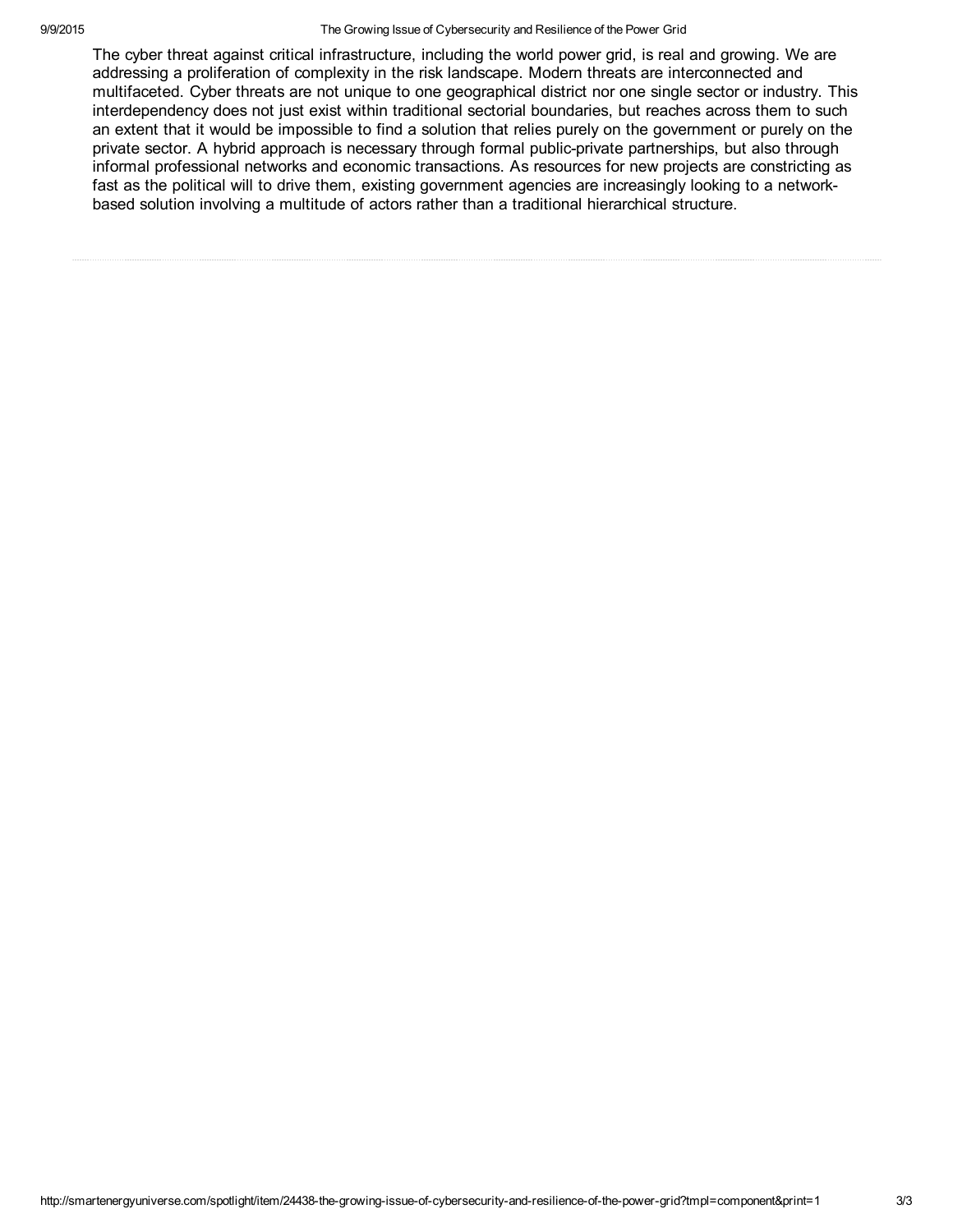The cyber threat against critical infrastructure, including the world power grid, is real and growing. We are addressing a proliferation of complexity in the risk landscape. Modern threats are interconnected and multifaceted. Cyber threats are not unique to one geographical district nor one single sector or industry. This interdependency does not just exist within traditional sectorial boundaries, but reaches across them to such an extent that it would be impossible to find a solution that relies purely on the government or purely on the private sector. A hybrid approach is necessary through formal public-private partnerships, but also through informal professional networks and economic transactions. As resources for new projects are constricting as fast as the political will to drive them, existing government agencies are increasingly looking to a network-based solution involving a multitude of actors rather than a traditional hierarchical structure.

---